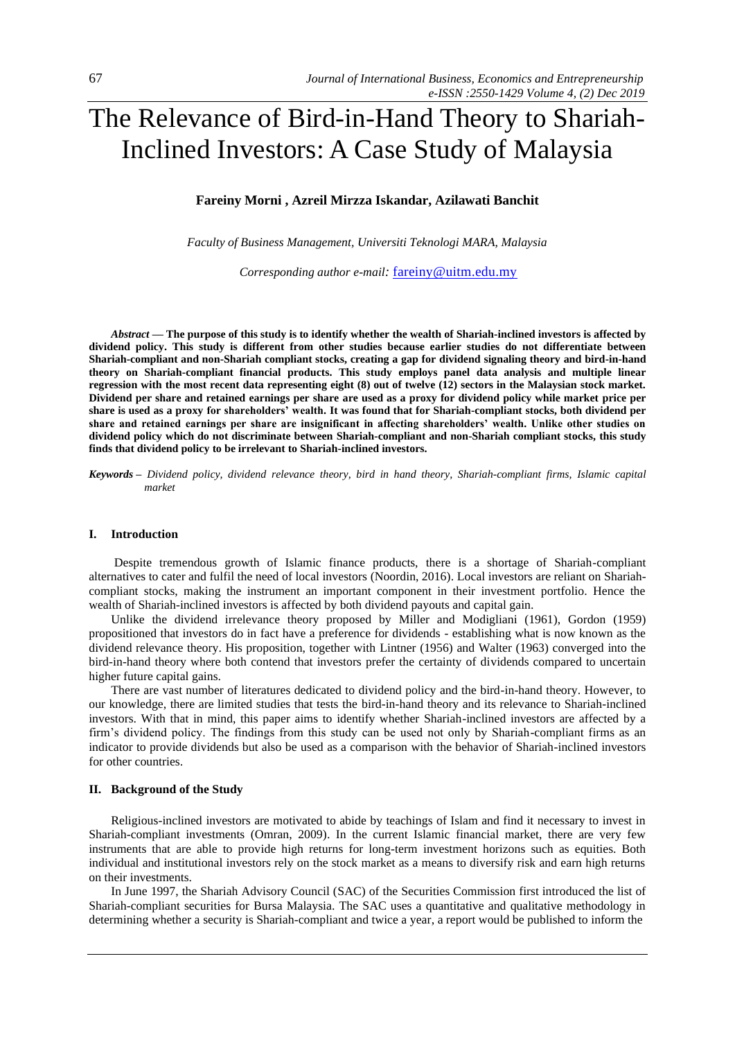# The Relevance of Bird-in-Hand Theory to Shariah-Inclined Investors: A Case Study of Malaysia

**Fareiny Morni , Azreil Mirzza Iskandar, Azilawati Banchit**

*Faculty of Business Management, Universiti Teknologi MARA, Malaysia*

*Corresponding author e-mail:* fareiny@uitm.edu.my

***Abstract* — The purpose of this study is to identify whether the wealth of Shariah-inclined investors is affected by dividend policy. This study is different from other studies because earlier studies do not differentiate between Shariah-compliant and non-Shariah compliant stocks, creating a gap for dividend signaling theory and bird-in-hand theory on Shariah-compliant financial products. This study employs panel data analysis and multiple linear regression with the most recent data representing eight (8) out of twelve (12) sectors in the Malaysian stock market. Dividend per share and retained earnings per share are used as a proxy for dividend policy while market price per share is used as a proxy for shareholders' wealth. It was found that for Shariah-compliant stocks, both dividend per share and retained earnings per share are insignificant in affecting shareholders' wealth. Unlike other studies on dividend policy which do not discriminate between Shariah-compliant and non-Shariah compliant stocks, this study finds that dividend policy to be irrelevant to Shariah-inclined investors.**

***Keywords –*** *Dividend policy, dividend relevance theory, bird in hand theory, Shariah-compliant firms, Islamic capital market*

## I. Introduction

Despite tremendous growth of Islamic finance products, there is a shortage of Shariah-compliant alternatives to cater and fulfil the need of local investors (Noordin, 2016). Local investors are reliant on Shariah-compliant stocks, making the instrument an important component in their investment portfolio. Hence the wealth of Shariah-inclined investors is affected by both dividend payouts and capital gain.

Unlike the dividend irrelevance theory proposed by Miller and Modigliani (1961), Gordon (1959) propositioned that investors do in fact have a preference for dividends - establishing what is now known as the dividend relevance theory. His proposition, together with Lintner (1956) and Walter (1963) converged into the bird-in-hand theory where both contend that investors prefer the certainty of dividends compared to uncertain higher future capital gains.

There are vast number of literatures dedicated to dividend policy and the bird-in-hand theory. However, to our knowledge, there are limited studies that tests the bird-in-hand theory and its relevance to Shariah-inclined investors. With that in mind, this paper aims to identify whether Shariah-inclined investors are affected by a firm's dividend policy. The findings from this study can be used not only by Shariah-compliant firms as an indicator to provide dividends but also be used as a comparison with the behavior of Shariah-inclined investors for other countries.

## II. Background of the Study

Religious-inclined investors are motivated to abide by teachings of Islam and find it necessary to invest in Shariah-compliant investments (Omran, 2009). In the current Islamic financial market, there are very few instruments that are able to provide high returns for long-term investment horizons such as equities. Both individual and institutional investors rely on the stock market as a means to diversify risk and earn high returns on their investments.

In June 1997, the Shariah Advisory Council (SAC) of the Securities Commission first introduced the list of Shariah-compliant securities for Bursa Malaysia. The SAC uses a quantitative and qualitative methodology in determining whether a security is Shariah-compliant and twice a year, a report would be published to inform the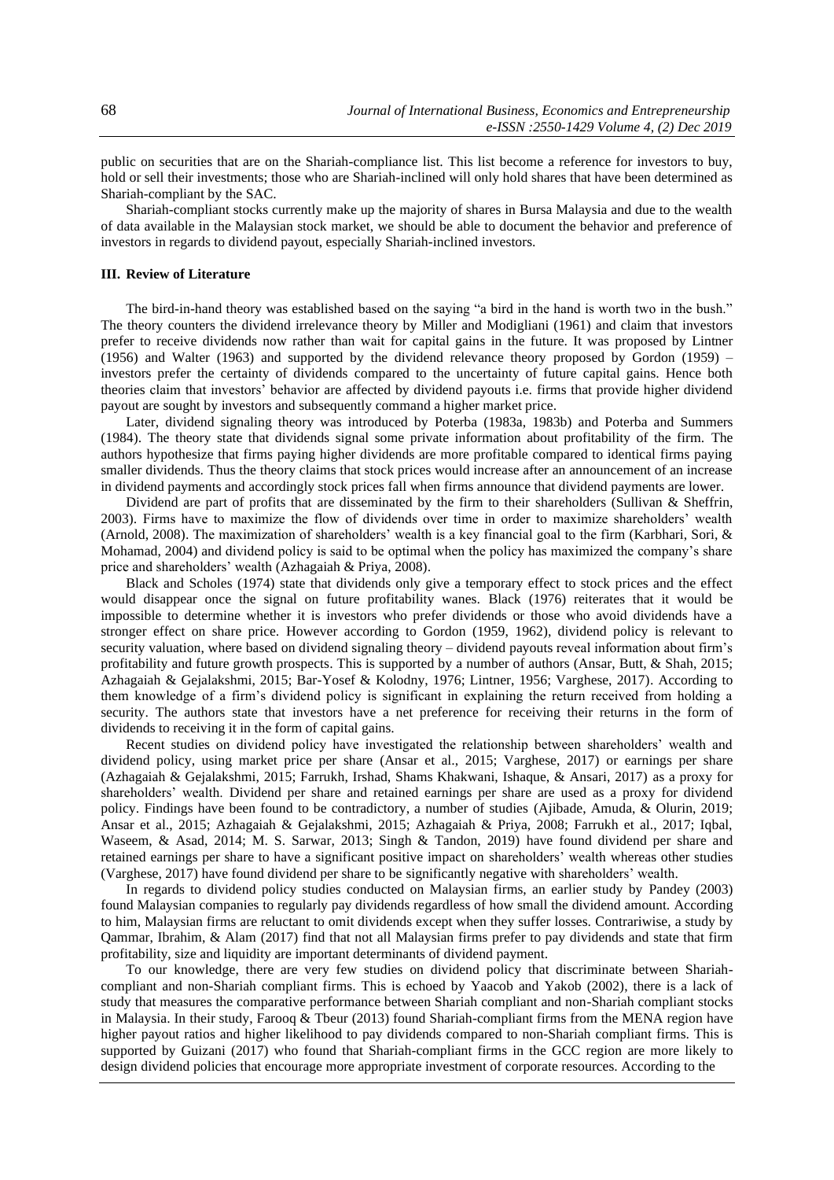public on securities that are on the Shariah-compliance list. This list become a reference for investors to buy, hold or sell their investments; those who are Shariah-inclined will only hold shares that have been determined as Shariah-compliant by the SAC.

Shariah-compliant stocks currently make up the majority of shares in Bursa Malaysia and due to the wealth of data available in the Malaysian stock market, we should be able to document the behavior and preference of investors in regards to dividend payout, especially Shariah-inclined investors.

### III. Review of Literature

The bird-in-hand theory was established based on the saying "a bird in the hand is worth two in the bush." The theory counters the dividend irrelevance theory by Miller and Modigliani (1961) and claim that investors prefer to receive dividends now rather than wait for capital gains in the future. It was proposed by Lintner (1956) and Walter (1963) and supported by the dividend relevance theory proposed by Gordon (1959) – investors prefer the certainty of dividends compared to the uncertainty of future capital gains. Hence both theories claim that investors' behavior are affected by dividend payouts i.e. firms that provide higher dividend payout are sought by investors and subsequently command a higher market price.

Later, dividend signaling theory was introduced by Poterba (1983a, 1983b) and Poterba and Summers (1984). The theory state that dividends signal some private information about profitability of the firm. The authors hypothesize that firms paying higher dividends are more profitable compared to identical firms paying smaller dividends. Thus the theory claims that stock prices would increase after an announcement of an increase in dividend payments and accordingly stock prices fall when firms announce that dividend payments are lower.

Dividend are part of profits that are disseminated by the firm to their shareholders (Sullivan & Sheffrin, 2003). Firms have to maximize the flow of dividends over time in order to maximize shareholders' wealth (Arnold, 2008). The maximization of shareholders' wealth is a key financial goal to the firm (Karbhari, Sori, & Mohamad, 2004) and dividend policy is said to be optimal when the policy has maximized the company's share price and shareholders' wealth (Azhagaiah & Priya, 2008).

Black and Scholes (1974) state that dividends only give a temporary effect to stock prices and the effect would disappear once the signal on future profitability wanes. Black (1976) reiterates that it would be impossible to determine whether it is investors who prefer dividends or those who avoid dividends have a stronger effect on share price. However according to Gordon (1959, 1962), dividend policy is relevant to security valuation, where based on dividend signaling theory – dividend payouts reveal information about firm's profitability and future growth prospects. This is supported by a number of authors (Ansar, Butt, & Shah, 2015; Azhagaiah & Gejalakshmi, 2015; Bar-Yosef & Kolodny, 1976; Lintner, 1956; Varghese, 2017). According to them knowledge of a firm's dividend policy is significant in explaining the return received from holding a security. The authors state that investors have a net preference for receiving their returns in the form of dividends to receiving it in the form of capital gains.

Recent studies on dividend policy have investigated the relationship between shareholders' wealth and dividend policy, using market price per share (Ansar et al., 2015; Varghese, 2017) or earnings per share (Azhagaiah & Gejalakshmi, 2015; Farrukh, Irshad, Shams Khakwani, Ishaque, & Ansari, 2017) as a proxy for shareholders' wealth. Dividend per share and retained earnings per share are used as a proxy for dividend policy. Findings have been found to be contradictory, a number of studies (Ajibade, Amuda, & Olurin, 2019; Ansar et al., 2015; Azhagaiah & Gejalakshmi, 2015; Azhagaiah & Priya, 2008; Farrukh et al., 2017; Iqbal, Waseem, & Asad, 2014; M. S. Sarwar, 2013; Singh & Tandon, 2019) have found dividend per share and retained earnings per share to have a significant positive impact on shareholders' wealth whereas other studies (Varghese, 2017) have found dividend per share to be significantly negative with shareholders' wealth.

In regards to dividend policy studies conducted on Malaysian firms, an earlier study by Pandey (2003) found Malaysian companies to regularly pay dividends regardless of how small the dividend amount. According to him, Malaysian firms are reluctant to omit dividends except when they suffer losses. Contrariwise, a study by Qammar, Ibrahim, & Alam (2017) find that not all Malaysian firms prefer to pay dividends and state that firm profitability, size and liquidity are important determinants of dividend payment.

To our knowledge, there are very few studies on dividend policy that discriminate between Shariah-compliant and non-Shariah compliant firms. This is echoed by Yaacob and Yakob (2002), there is a lack of study that measures the comparative performance between Shariah compliant and non-Shariah compliant stocks in Malaysia. In their study, Farooq & Tbeur (2013) found Shariah-compliant firms from the MENA region have higher payout ratios and higher likelihood to pay dividends compared to non-Shariah compliant firms. This is supported by Guizani (2017) who found that Shariah-compliant firms in the GCC region are more likely to design dividend policies that encourage more appropriate investment of corporate resources. According to the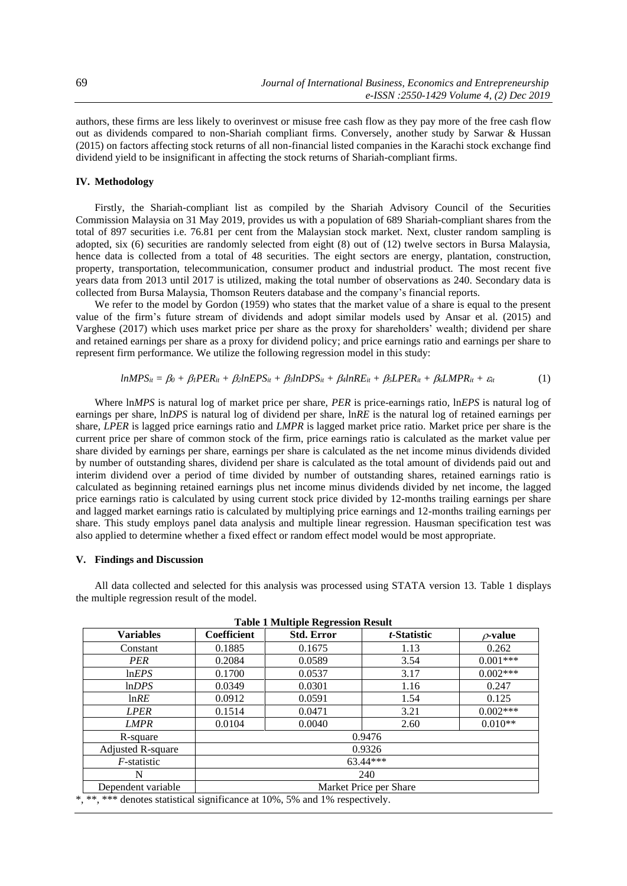authors, these firms are less likely to overinvest or misuse free cash flow as they pay more of the free cash flow out as dividends compared to non-Shariah compliant firms. Conversely, another study by Sarwar & Hussan (2015) on factors affecting stock returns of all non-financial listed companies in the Karachi stock exchange find dividend yield to be insignificant in affecting the stock returns of Shariah-compliant firms.

## IV. Methodology

Firstly, the Shariah-compliant list as compiled by the Shariah Advisory Council of the Securities Commission Malaysia on 31 May 2019, provides us with a population of 689 Shariah-compliant shares from the total of 897 securities i.e. 76.81 per cent from the Malaysian stock market. Next, cluster random sampling is adopted, six (6) securities are randomly selected from eight (8) out of (12) twelve sectors in Bursa Malaysia, hence data is collected from a total of 48 securities. The eight sectors are energy, plantation, construction, property, transportation, telecommunication, consumer product and industrial product. The most recent five years data from 2013 until 2017 is utilized, making the total number of observations as 240. Secondary data is collected from Bursa Malaysia, Thomson Reuters database and the company's financial reports.

We refer to the model by Gordon (1959) who states that the market value of a share is equal to the present value of the firm's future stream of dividends and adopt similar models used by Ansar et al. (2015) and Varghese (2017) which uses market price per share as the proxy for shareholders' wealth; dividend per share and retained earnings per share as a proxy for dividend policy; and price earnings ratio and earnings per share to represent firm performance. We utilize the following regression model in this study:

$$lnMPS_{it} = \beta_0 + \beta_1 PER_{it} + \beta_2 lnEPS_{it} + \beta_3 lnDPS_{it} + \beta_4 lnRE_{it} + \beta_5 LPER_{it} + \beta_6 LMPR_{it} + \varepsilon_{it} \quad (1)$$

Where ln*MPS* is natural log of market price per share, *PER* is price-earnings ratio, ln*EPS* is natural log of earnings per share, ln*DPS* is natural log of dividend per share, ln*RE* is the natural log of retained earnings per share, *LPER* is lagged price earnings ratio and *LMPR* is lagged market price ratio. Market price per share is the current price per share of common stock of the firm, price earnings ratio is calculated as the market value per share divided by earnings per share, earnings per share is calculated as the net income minus dividends divided by number of outstanding shares, dividend per share is calculated as the total amount of dividends paid out and interim dividend over a period of time divided by number of outstanding shares, retained earnings ratio is calculated as beginning retained earnings plus net income minus dividends divided by net income, the lagged price earnings ratio is calculated by using current stock price divided by 12-months trailing earnings per share and lagged market earnings ratio is calculated by multiplying price earnings and 12-months trailing earnings per share. This study employs panel data analysis and multiple linear regression. Hausman specification test was also applied to determine whether a fixed effect or random effect model would be most appropriate.

## V. Findings and Discussion

All data collected and selected for this analysis was processed using STATA version 13. Table 1 displays the multiple regression result of the model.

**Table 1 Multiple Regression Result**

| Variables | Coefficient | Std. Error | *t*-Statistic | $\rho$-value |
|---|---|---|---|---|
| Constant | 0.1885 | 0.1675 | 1.13 | 0.262 |
| *PER* | 0.2084 | 0.0589 | 3.54 | 0.001*** |
| ln*EPS* | 0.1700 | 0.0537 | 3.17 | 0.002*** |
| ln*DPS* | 0.0349 | 0.0301 | 1.16 | 0.247 |
| ln*RE* | 0.0912 | 0.0591 | 1.54 | 0.125 |
| *LPER* | 0.1514 | 0.0471 | 3.21 | 0.002*** |
| *LMPR* | 0.0104 | 0.0040 | 2.60 | 0.010** |
| R-square | 0.9476 | | | |
| Adjusted R-square | 0.9326 | | | |
| *F*-statistic | 63.44*** | | | |
| N | 240 | | | |
| Dependent variable | Market Price per Share | | | |

*, **, *** denotes statistical significance at 10%, 5% and 1% respectively.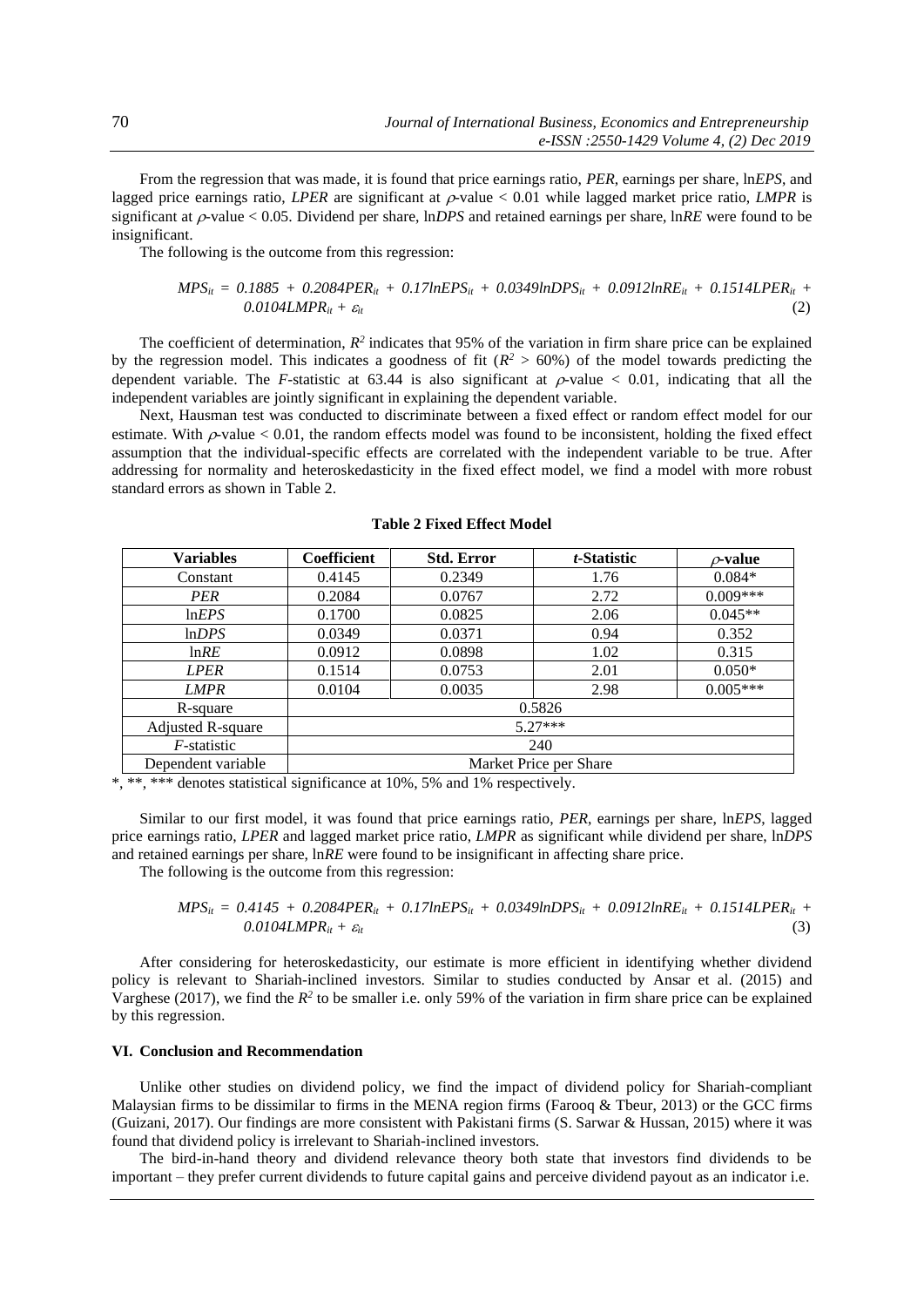From the regression that was made, it is found that price earnings ratio, *PER*, earnings per share, ln*EPS*, and lagged price earnings ratio, *LPER* are significant at $\rho$-value < 0.01 while lagged market price ratio, *LMPR* is significant at $\rho$-value < 0.05. Dividend per share, ln*DPS* and retained earnings per share, ln*RE* were found to be insignificant.

The following is the outcome from this regression:

$$MPS_{it} = 0.1885 + 0.2084PER_{it} + 0.17lnEPS_{it} + 0.0349lnDPS_{it} + 0.0912lnRE_{it} + 0.1514LPER_{it} + 0.0104LMPR_{it} + \varepsilon_{it} \quad (2)$$

The coefficient of determination, $R^2$ indicates that 95% of the variation in firm share price can be explained by the regression model. This indicates a goodness of fit ($R^2$ > 60%) of the model towards predicting the dependent variable. The *F*-statistic at 63.44 is also significant at $\rho$-value < 0.01, indicating that all the independent variables are jointly significant in explaining the dependent variable.

Next, Hausman test was conducted to discriminate between a fixed effect or random effect model for our estimate. With $\rho$-value < 0.01, the random effects model was found to be inconsistent, holding the fixed effect assumption that the individual-specific effects are correlated with the independent variable to be true. After addressing for normality and heteroskedasticity in the fixed effect model, we find a model with more robust standard errors as shown in Table 2.

**Table 2 Fixed Effect Model**

| Variables | Coefficient | Std. Error | *t*-Statistic | $\rho$-value |
|---|---|---|---|---|
| Constant | 0.4145 | 0.2349 | 1.76 | 0.084* |
| *PER* | 0.2084 | 0.0767 | 2.72 | 0.009*** |
| ln*EPS* | 0.1700 | 0.0825 | 2.06 | 0.045** |
| ln*DPS* | 0.0349 | 0.0371 | 0.94 | 0.352 |
| ln*RE* | 0.0912 | 0.0898 | 1.02 | 0.315 |
| *LPER* | 0.1514 | 0.0753 | 2.01 | 0.050* |
| *LMPR* | 0.0104 | 0.0035 | 2.98 | 0.005*** |
| R-square | 0.5826 | | | |
| Adjusted R-square | 5.27*** | | | |
| *F*-statistic | 240 | | | |
| Dependent variable | Market Price per Share | | | |

*, **, *** denotes statistical significance at 10%, 5% and 1% respectively.

Similar to our first model, it was found that price earnings ratio, *PER*, earnings per share, ln*EPS*, lagged price earnings ratio, *LPER* and lagged market price ratio, *LMPR* as significant while dividend per share, ln*DPS* and retained earnings per share, ln*RE* were found to be insignificant in affecting share price.

The following is the outcome from this regression:

$$MPS_{it} = 0.4145 + 0.2084PER_{it} + 0.17lnEPS_{it} + 0.0349lnDPS_{it} + 0.0912lnRE_{it} + 0.1514LPER_{it} + 0.0104LMPR_{it} + \varepsilon_{it} \quad (3)$$

After considering for heteroskedasticity, our estimate is more efficient in identifying whether dividend policy is relevant to Shariah-inclined investors. Similar to studies conducted by Ansar et al. (2015) and Varghese (2017), we find the $R^2$ to be smaller i.e. only 59% of the variation in firm share price can be explained by this regression.

### VI. Conclusion and Recommendation

Unlike other studies on dividend policy, we find the impact of dividend policy for Shariah-compliant Malaysian firms to be dissimilar to firms in the MENA region firms (Farooq & Tbeur, 2013) or the GCC firms (Guizani, 2017). Our findings are more consistent with Pakistani firms (S. Sarwar & Hussan, 2015) where it was found that dividend policy is irrelevant to Shariah-inclined investors.

The bird-in-hand theory and dividend relevance theory both state that investors find dividends to be important – they prefer current dividends to future capital gains and perceive dividend payout as an indicator i.e.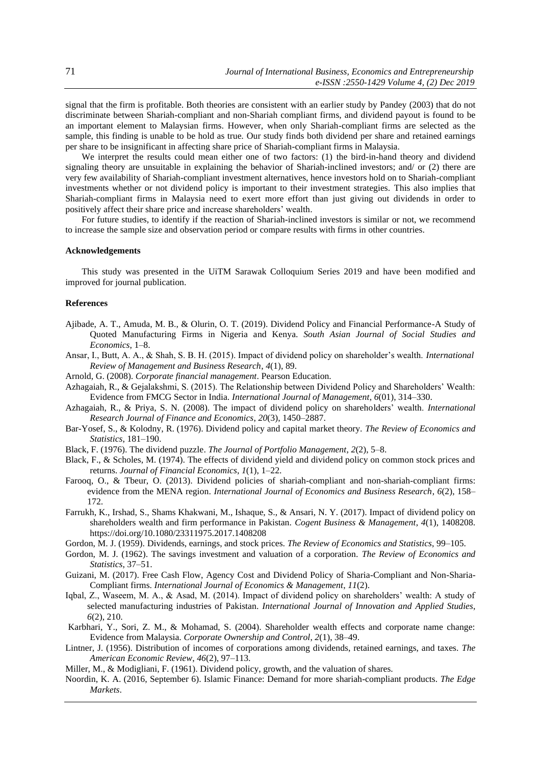signal that the firm is profitable. Both theories are consistent with an earlier study by Pandey (2003) that do not discriminate between Shariah-compliant and non-Shariah compliant firms, and dividend payout is found to be an important element to Malaysian firms. However, when only Shariah-compliant firms are selected as the sample, this finding is unable to be hold as true. Our study finds both dividend per share and retained earnings per share to be insignificant in affecting share price of Shariah-compliant firms in Malaysia.

We interpret the results could mean either one of two factors: (1) the bird-in-hand theory and dividend signaling theory are unsuitable in explaining the behavior of Shariah-inclined investors; and/ or (2) there are very few availability of Shariah-compliant investment alternatives, hence investors hold on to Shariah-compliant investments whether or not dividend policy is important to their investment strategies. This also implies that Shariah-compliant firms in Malaysia need to exert more effort than just giving out dividends in order to positively affect their share price and increase shareholders' wealth.

For future studies, to identify if the reaction of Shariah-inclined investors is similar or not, we recommend to increase the sample size and observation period or compare results with firms in other countries.

## Acknowledgements

This study was presented in the UiTM Sarawak Colloquium Series 2019 and have been modified and improved for journal publication.

## References

Ajibade, A. T., Amuda, M. B., & Olurin, O. T. (2019). Dividend Policy and Financial Performance-A Study of Quoted Manufacturing Firms in Nigeria and Kenya. *South Asian Journal of Social Studies and Economics*, 1–8.

Ansar, I., Butt, A. A., & Shah, S. B. H. (2015). Impact of dividend policy on shareholder's wealth. *International Review of Management and Business Research*, *4*(1), 89.

Arnold, G. (2008). *Corporate financial management*. Pearson Education.

Azhagaiah, R., & Gejalakshmi, S. (2015). The Relationship between Dividend Policy and Shareholders' Wealth: Evidence from FMCG Sector in India. *International Journal of Management*, *6*(01), 314–330.

Azhagaiah, R., & Priya, S. N. (2008). The impact of dividend policy on shareholders' wealth. *International Research Journal of Finance and Economics*, *20*(3), 1450–2887.

Bar-Yosef, S., & Kolodny, R. (1976). Dividend policy and capital market theory. *The Review of Economics and Statistics*, 181–190.

Black, F. (1976). The dividend puzzle. *The Journal of Portfolio Management*, *2*(2), 5–8.

Black, F., & Scholes, M. (1974). The effects of dividend yield and dividend policy on common stock prices and returns. *Journal of Financial Economics*, *1*(1), 1–22.

Farooq, O., & Tbeur, O. (2013). Dividend policies of shariah-compliant and non-shariah-compliant firms: evidence from the MENA region. *International Journal of Economics and Business Research*, *6*(2), 158–172.

Farrukh, K., Irshad, S., Shams Khakwani, M., Ishaque, S., & Ansari, N. Y. (2017). Impact of dividend policy on shareholders wealth and firm performance in Pakistan. *Cogent Business & Management*, *4*(1), 1408208. https://doi.org/10.1080/23311975.2017.1408208

Gordon, M. J. (1959). Dividends, earnings, and stock prices. *The Review of Economics and Statistics*, 99–105.

Gordon, M. J. (1962). The savings investment and valuation of a corporation. *The Review of Economics and Statistics*, 37–51.

Guizani, M. (2017). Free Cash Flow, Agency Cost and Dividend Policy of Sharia-Compliant and Non-Sharia-Compliant firms. *International Journal of Economics & Management*, *11*(2).

Iqbal, Z., Waseem, M. A., & Asad, M. (2014). Impact of dividend policy on shareholders' wealth: A study of selected manufacturing industries of Pakistan. *International Journal of Innovation and Applied Studies*, *6*(2), 210.

Karbhari, Y., Sori, Z. M., & Mohamad, S. (2004). Shareholder wealth effects and corporate name change: Evidence from Malaysia. *Corporate Ownership and Control*, *2*(1), 38–49.

Lintner, J. (1956). Distribution of incomes of corporations among dividends, retained earnings, and taxes. *The American Economic Review*, *46*(2), 97–113.

Miller, M., & Modigliani, F. (1961). Dividend policy, growth, and the valuation of shares.

Noordin, K. A. (2016, September 6). Islamic Finance: Demand for more shariah-compliant products. *The Edge Markets*.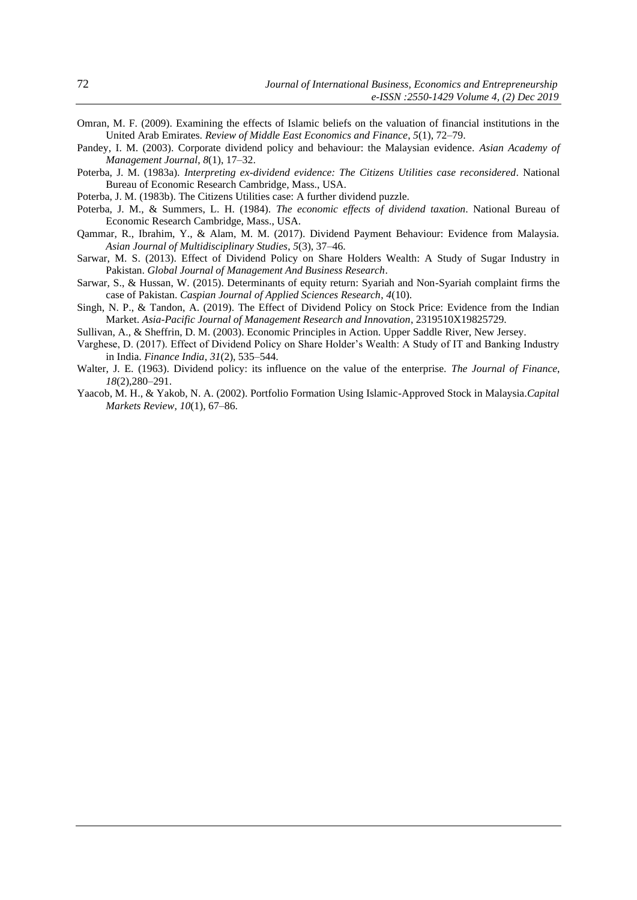Omran, M. F. (2009). Examining the effects of Islamic beliefs on the valuation of financial institutions in the United Arab Emirates. *Review of Middle East Economics and Finance*, *5*(1), 72–79.

Pandey, I. M. (2003). Corporate dividend policy and behaviour: the Malaysian evidence. *Asian Academy of Management Journal*, *8*(1), 17–32.

Poterba, J. M. (1983a). *Interpreting ex-dividend evidence: The Citizens Utilities case reconsidered*. National Bureau of Economic Research Cambridge, Mass., USA.

Poterba, J. M. (1983b). The Citizens Utilities case: A further dividend puzzle.

Poterba, J. M., & Summers, L. H. (1984). *The economic effects of dividend taxation*. National Bureau of Economic Research Cambridge, Mass., USA.

Qammar, R., Ibrahim, Y., & Alam, M. M. (2017). Dividend Payment Behaviour: Evidence from Malaysia. *Asian Journal of Multidisciplinary Studies*, *5*(3), 37–46.

Sarwar, M. S. (2013). Effect of Dividend Policy on Share Holders Wealth: A Study of Sugar Industry in Pakistan. *Global Journal of Management And Business Research*.

Sarwar, S., & Hussan, W. (2015). Determinants of equity return: Syariah and Non-Syariah complaint firms the case of Pakistan. *Caspian Journal of Applied Sciences Research*, *4*(10).

Singh, N. P., & Tandon, A. (2019). The Effect of Dividend Policy on Stock Price: Evidence from the Indian Market. *Asia-Pacific Journal of Management Research and Innovation*, 2319510X19825729.

Sullivan, A., & Sheffrin, D. M. (2003). Economic Principles in Action. Upper Saddle River, New Jersey.

Varghese, D. (2017). Effect of Dividend Policy on Share Holder's Wealth: A Study of IT and Banking Industry in India. *Finance India*, *31*(2), 535–544.

Walter, J. E. (1963). Dividend policy: its influence on the value of the enterprise. *The Journal of Finance*, *18*(2),280–291.

Yaacob, M. H., & Yakob, N. A. (2002). Portfolio Formation Using Islamic-Approved Stock in Malaysia.*Capital Markets Review*, *10*(1), 67–86.